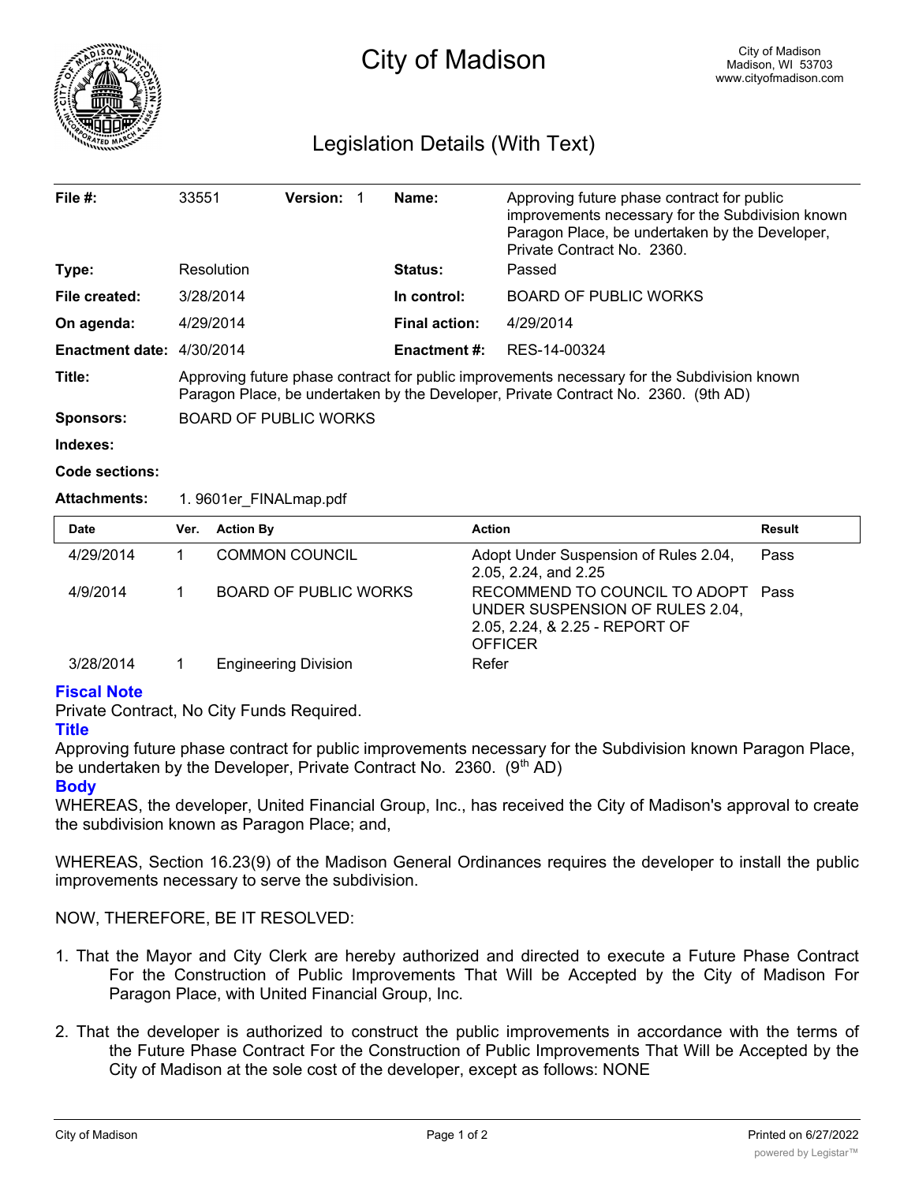# City of Madison

City of Madison
Madison, WI 53703
www.cityofmadison.com

## Legislation Details (With Text)

| | | | |
|---|---|---|---|
| **File #:** | 33551 **Version:** 1 | **Name:** | Approving future phase contract for public improvements necessary for the Subdivision known Paragon Place, be undertaken by the Developer, Private Contract No. 2360. |
| **Type:** | Resolution | **Status:** | Passed |
| **File created:** | 3/28/2014 | **In control:** | BOARD OF PUBLIC WORKS |
| **On agenda:** | 4/29/2014 | **Final action:** | 4/29/2014 |
| **Enactment date:** | 4/30/2014 | **Enactment #:** | RES-14-00324 |

**Title:** Approving future phase contract for public improvements necessary for the Subdivision known Paragon Place, be undertaken by the Developer, Private Contract No. 2360. (9th AD)

**Sponsors:** BOARD OF PUBLIC WORKS

**Indexes:**

**Code sections:**

**Attachments:** 1. 9601er_FINALmap.pdf

| Date | Ver. | Action By | Action | Result |
|---|---|---|---|---|
| 4/29/2014 | 1 | COMMON COUNCIL | Adopt Under Suspension of Rules 2.04, 2.05, 2.24, and 2.25 | Pass |
| 4/9/2014 | 1 | BOARD OF PUBLIC WORKS | RECOMMEND TO COUNCIL TO ADOPT UNDER SUSPENSION OF RULES 2.04, 2.05, 2.24, & 2.25 - REPORT OF OFFICER | Pass |
| 3/28/2014 | 1 | Engineering Division | Refer | |

### Fiscal Note

Private Contract, No City Funds Required.

### Title

Approving future phase contract for public improvements necessary for the Subdivision known Paragon Place, be undertaken by the Developer, Private Contract No. 2360. (9th AD)

### Body

WHEREAS, the developer, United Financial Group, Inc., has received the City of Madison's approval to create the subdivision known as Paragon Place; and,

WHEREAS, Section 16.23(9) of the Madison General Ordinances requires the developer to install the public improvements necessary to serve the subdivision.

NOW, THEREFORE, BE IT RESOLVED:

1. That the Mayor and City Clerk are hereby authorized and directed to execute a Future Phase Contract For the Construction of Public Improvements That Will be Accepted by the City of Madison For Paragon Place, with United Financial Group, Inc.

2. That the developer is authorized to construct the public improvements in accordance with the terms of the Future Phase Contract For the Construction of Public Improvements That Will be Accepted by the City of Madison at the sole cost of the developer, except as follows: NONE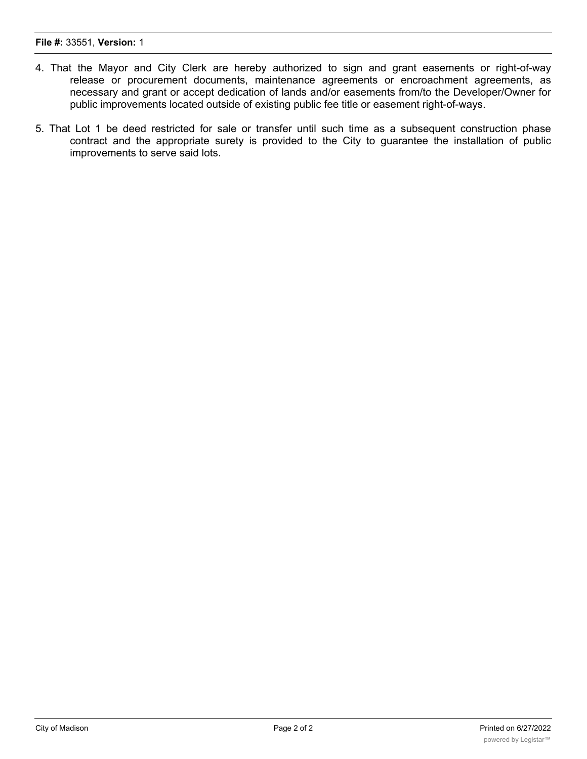4. That the Mayor and City Clerk are hereby authorized to sign and grant easements or right-of-way release or procurement documents, maintenance agreements or encroachment agreements, as necessary and grant or accept dedication of lands and/or easements from/to the Developer/Owner for public improvements located outside of existing public fee title or easement right-of-ways.

5. That Lot 1 be deed restricted for sale or transfer until such time as a subsequent construction phase contract and the appropriate surety is provided to the City to guarantee the installation of public improvements to serve said lots.